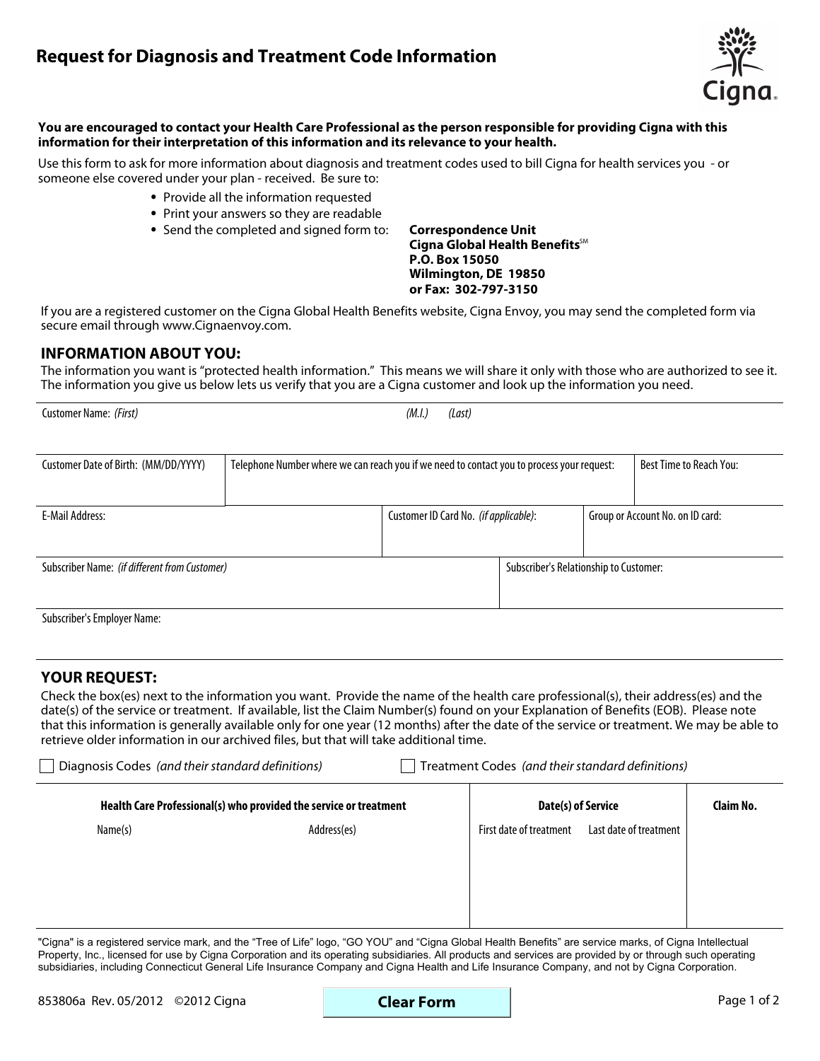# Request for Diagnosis and Treatment Code Information

**You are encouraged to contact your Health Care Professional as the person responsible for providing Cigna with this information for their interpretation of this information and its relevance to your health.**

Use this form to ask for more information about diagnosis and treatment codes used to bill Cigna for health services you - or someone else covered under your plan - received. Be sure to:

- Provide all the information requested
- Print your answers so they are readable
- Send the completed and signed form to: **Correspondence Unit**
  **Cigna Global Health Benefits**SM
  **P.O. Box 15050**
  **Wilmington, DE 19850**
  **or Fax: 302-797-3150**

If you are a registered customer on the Cigna Global Health Benefits website, Cigna Envoy, you may send the completed form via secure email through www.Cignaenvoy.com.

## INFORMATION ABOUT YOU:

The information you want is "protected health information." This means we will share it only with those who are authorized to see it. The information you give us below lets us verify that you are a Cigna customer and look up the information you need.

| Customer Name: *(First)* | *(M.I.)* | *(Last)* |
|---|---|---|
| | | |

| Customer Date of Birth: (MM/DD/YYYY) | Telephone Number where we can reach you if we need to contact you to process your request: | Best Time to Reach You: |
|---|---|---|
| | | |

| E-Mail Address: | Customer ID Card No. *(if applicable)*: | Group or Account No. on ID card: |
|---|---|---|
| | | |

| Subscriber Name: *(if different from Customer)* | Subscriber's Relationship to Customer: |
|---|---|
| | |

| Subscriber's Employer Name: |
|---|
| |

## YOUR REQUEST:

Check the box(es) next to the information you want. Provide the name of the health care professional(s), their address(es) and the date(s) of the service or treatment. If available, list the Claim Number(s) found on your Explanation of Benefits (EOB). Please note that this information is generally available only for one year (12 months) after the date of the service or treatment. We may be able to retrieve older information in our archived files, but that will take additional time.

☐ Diagnosis Codes *(and their standard definitions)*  ☐ Treatment Codes *(and their standard definitions)*

| **Health Care Professional(s) who provided the service or treatment** | | **Date(s) of Service** | | **Claim No.** |
|---|---|---|---|---|
| Name(s) | Address(es) | First date of treatment | Last date of treatment | |
| | | | | |

"Cigna" is a registered service mark, and the "Tree of Life" logo, "GO YOU" and "Cigna Global Health Benefits" are service marks, of Cigna Intellectual Property, Inc., licensed for use by Cigna Corporation and its operating subsidiaries. All products and services are provided by or through such operating subsidiaries, including Connecticut General Life Insurance Company and Cigna Health and Life Insurance Company, and not by Cigna Corporation.

853806a Rev. 05/2012 ©2012 Cigna

Clear Form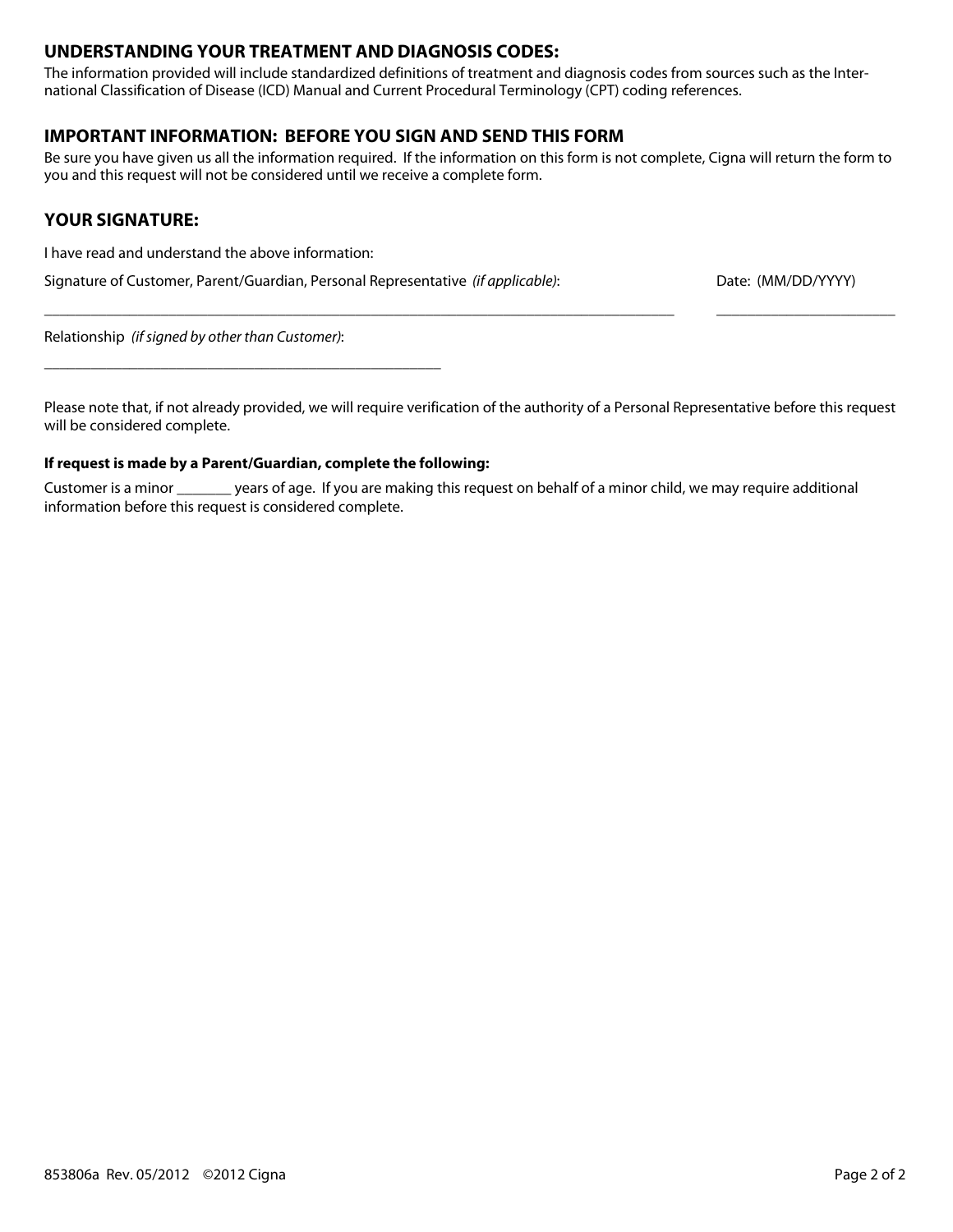## UNDERSTANDING YOUR TREATMENT AND DIAGNOSIS CODES:

The information provided will include standardized definitions of treatment and diagnosis codes from sources such as the International Classification of Disease (ICD) Manual and Current Procedural Terminology (CPT) coding references.

## IMPORTANT INFORMATION: BEFORE YOU SIGN AND SEND THIS FORM

Be sure you have given us all the information required. If the information on this form is not complete, Cigna will return the form to you and this request will not be considered until we receive a complete form.

## YOUR SIGNATURE:

I have read and understand the above information:

Signature of Customer, Parent/Guardian, Personal Representative *(if applicable)*: ______________________________________________

Date: (MM/DD/YYYY) ______________________

Relationship *(if signed by other than Customer)*: ______________________________________________

Please note that, if not already provided, we will require verification of the authority of a Personal Representative before this request will be considered complete.

**If request is made by a Parent/Guardian, complete the following:**

Customer is a minor _______ years of age. If you are making this request on behalf of a minor child, we may require additional information before this request is considered complete.

853806a Rev. 05/2012 ©2012 Cigna